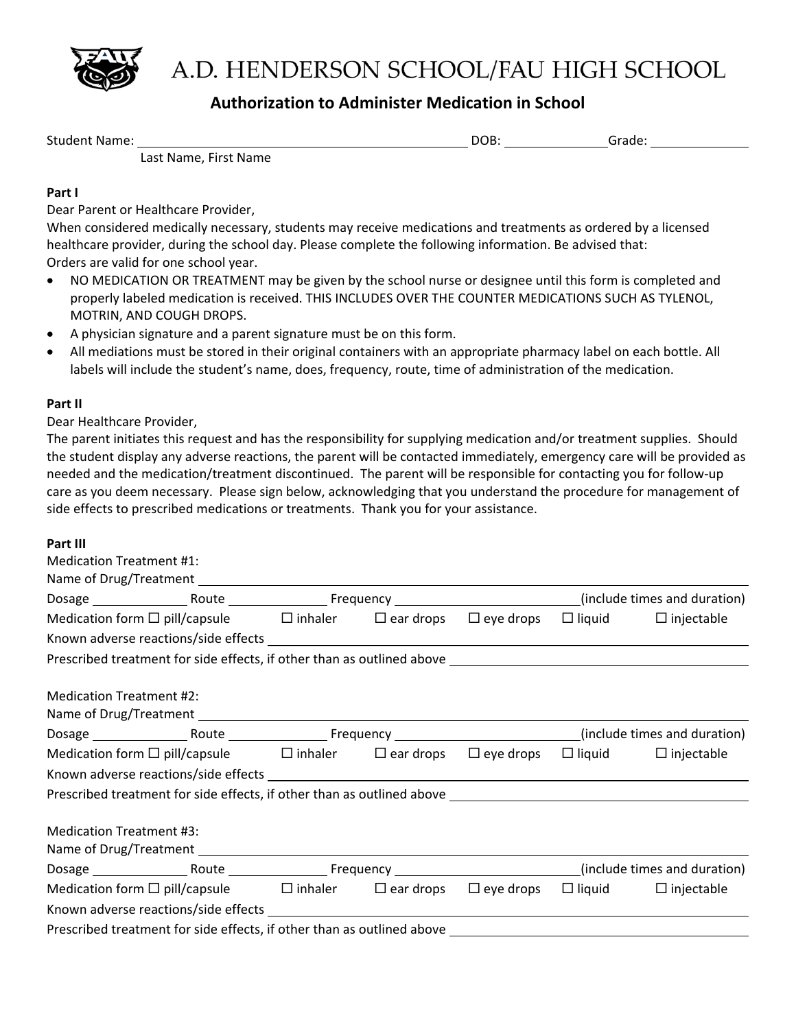# A.D. HENDERSON SCHOOL/FAU HIGH SCHOOL

## Authorization to Administer Medication in School

Student Name: ______________________________ DOB: __________ Grade: __________
Last Name, First Name

**Part I**

Dear Parent or Healthcare Provider,

When considered medically necessary, students may receive medications and treatments as ordered by a licensed healthcare provider, during the school day. Please complete the following information. Be advised that:
Orders are valid for one school year.

- NO MEDICATION OR TREATMENT may be given by the school nurse or designee until this form is completed and properly labeled medication is received. THIS INCLUDES OVER THE COUNTER MEDICATIONS SUCH AS TYLENOL, MOTRIN, AND COUGH DROPS.
- A physician signature and a parent signature must be on this form.
- All mediations must be stored in their original containers with an appropriate pharmacy label on each bottle. All labels will include the student's name, does, frequency, route, time of administration of the medication.

**Part II**

Dear Healthcare Provider,

The parent initiates this request and has the responsibility for supplying medication and/or treatment supplies. Should the student display any adverse reactions, the parent will be contacted immediately, emergency care will be provided as needed and the medication/treatment discontinued. The parent will be responsible for contacting you for follow-up care as you deem necessary. Please sign below, acknowledging that you understand the procedure for management of side effects to prescribed medications or treatments. Thank you for your assistance.

**Part III**

Medication Treatment #1:
Name of Drug/Treatment ______________________________
Dosage __________ Route __________ Frequency ____________________ (include times and duration)
Medication form ☐ pill/capsule ☐ inhaler ☐ ear drops ☐ eye drops ☐ liquid ☐ injectable
Known adverse reactions/side effects ______________________________
Prescribed treatment for side effects, if other than as outlined above ______________________________

Medication Treatment #2:
Name of Drug/Treatment ______________________________
Dosage __________ Route __________ Frequency ____________________ (include times and duration)
Medication form ☐ pill/capsule ☐ inhaler ☐ ear drops ☐ eye drops ☐ liquid ☐ injectable
Known adverse reactions/side effects ______________________________
Prescribed treatment for side effects, if other than as outlined above ______________________________

Medication Treatment #3:
Name of Drug/Treatment ______________________________
Dosage __________ Route __________ Frequency ____________________ (include times and duration)
Medication form ☐ pill/capsule ☐ inhaler ☐ ear drops ☐ eye drops ☐ liquid ☐ injectable
Known adverse reactions/side effects ______________________________
Prescribed treatment for side effects, if other than as outlined above ______________________________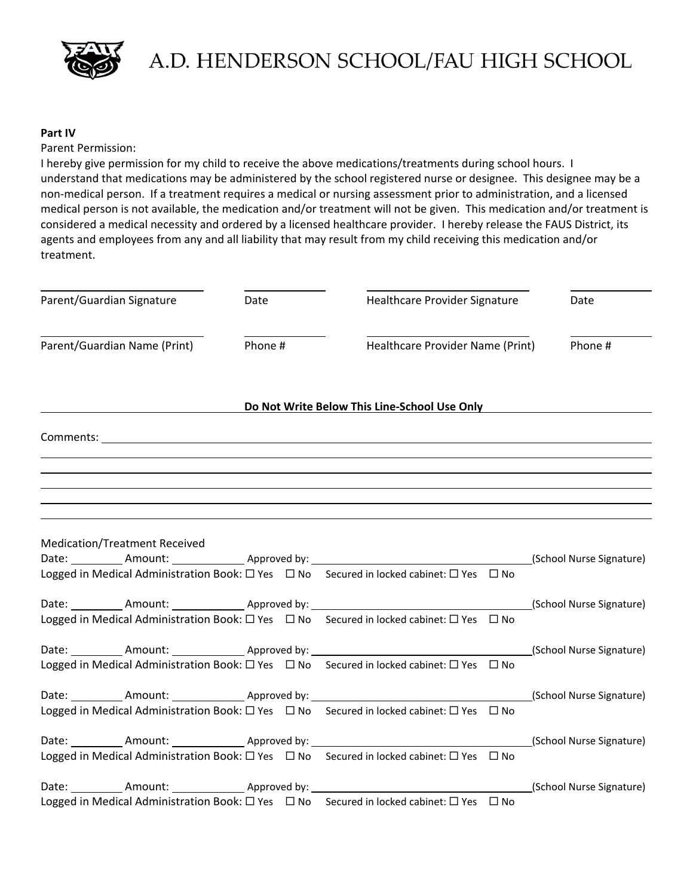# A.D. HENDERSON SCHOOL/FAU HIGH SCHOOL

**Part IV**

Parent Permission:

I hereby give permission for my child to receive the above medications/treatments during school hours. I understand that medications may be administered by the school registered nurse or designee. This designee may be a non-medical person. If a treatment requires a medical or nursing assessment prior to administration, and a licensed medical person is not available, the medication and/or treatment will not be given. This medication and/or treatment is considered a medical necessity and ordered by a licensed healthcare provider. I hereby release the FAUS District, its agents and employees from any and all liability that may result from my child receiving this medication and/or treatment.

| | | | |
|---|---|---|---|
| Parent/Guardian Signature | Date | Healthcare Provider Signature | Date |
| Parent/Guardian Name (Print) | Phone # | Healthcare Provider Name (Print) | Phone # |

**Do Not Write Below This Line-School Use Only**

Comments: ____________________________________________

____________________________________________

____________________________________________

____________________________________________

____________________________________________

____________________________________________

Medication/Treatment Received

Date: ________ Amount: ___________ Approved by: ______________________________ (School Nurse Signature)
Logged in Medical Administration Book: ☐ Yes ☐ No Secured in locked cabinet: ☐ Yes ☐ No

Date: ________ Amount: ___________ Approved by: ______________________________ (School Nurse Signature)
Logged in Medical Administration Book: ☐ Yes ☐ No Secured in locked cabinet: ☐ Yes ☐ No

Date: ________ Amount: ___________ Approved by: ______________________________ (School Nurse Signature)
Logged in Medical Administration Book: ☐ Yes ☐ No Secured in locked cabinet: ☐ Yes ☐ No

Date: ________ Amount: ___________ Approved by: ______________________________ (School Nurse Signature)
Logged in Medical Administration Book: ☐ Yes ☐ No Secured in locked cabinet: ☐ Yes ☐ No

Date: ________ Amount: ___________ Approved by: ______________________________ (School Nurse Signature)
Logged in Medical Administration Book: ☐ Yes ☐ No Secured in locked cabinet: ☐ Yes ☐ No

Date: ________ Amount: ___________ Approved by: ______________________________ (School Nurse Signature)
Logged in Medical Administration Book: ☐ Yes ☐ No Secured in locked cabinet: ☐ Yes ☐ No